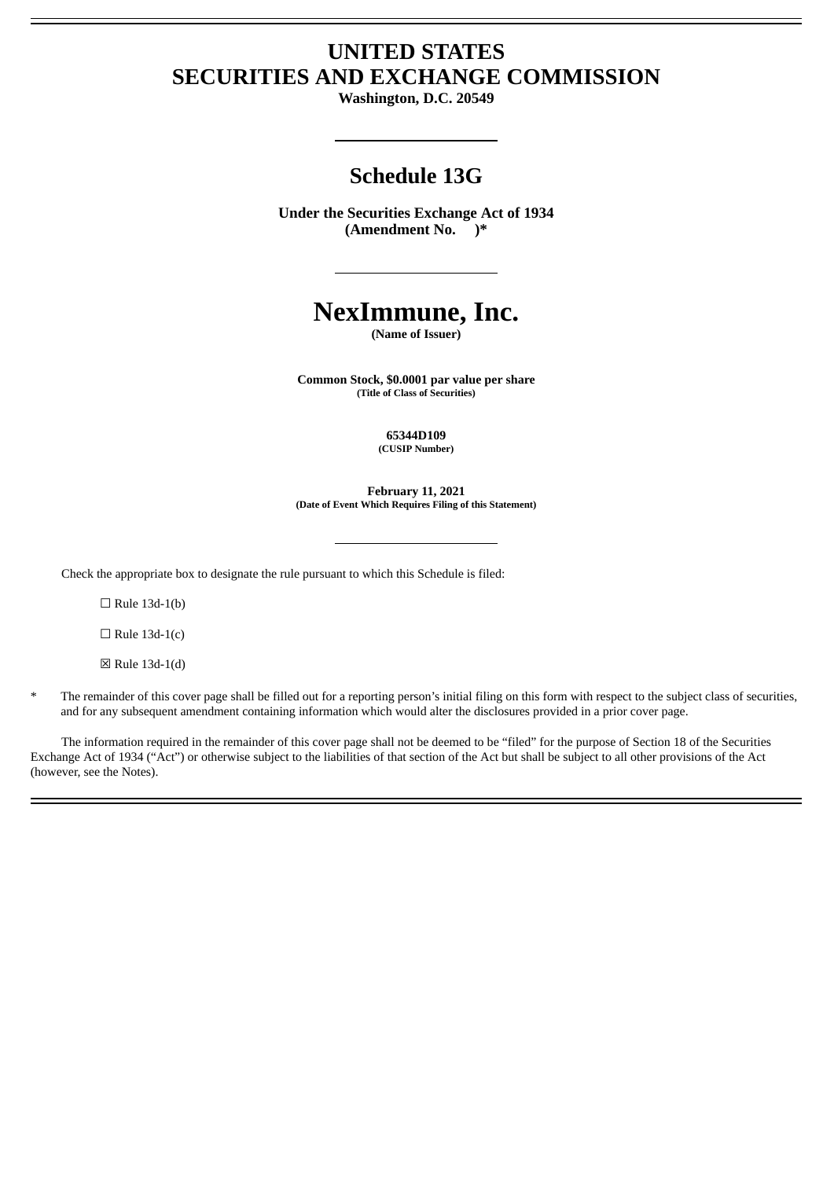# UNITED STATES
# SECURITIES AND EXCHANGE COMMISSION

**Washington, D.C. 20549**

---

## Schedule 13G

**Under the Securities Exchange Act of 1934**
**(Amendment No. )***

---

# NexImmune, Inc.

**(Name of Issuer)**

**Common Stock, $0.0001 par value per share**
**(Title of Class of Securities)**

**65344D109**
**(CUSIP Number)**

**February 11, 2021**
**(Date of Event Which Requires Filing of this Statement)**

---

Check the appropriate box to designate the rule pursuant to which this Schedule is filed:

☐ Rule 13d-1(b)

☐ Rule 13d-1(c)

☒ Rule 13d-1(d)

\* The remainder of this cover page shall be filled out for a reporting person's initial filing on this form with respect to the subject class of securities, and for any subsequent amendment containing information which would alter the disclosures provided in a prior cover page.

The information required in the remainder of this cover page shall not be deemed to be "filed" for the purpose of Section 18 of the Securities Exchange Act of 1934 ("Act") or otherwise subject to the liabilities of that section of the Act but shall be subject to all other provisions of the Act (however, see the Notes).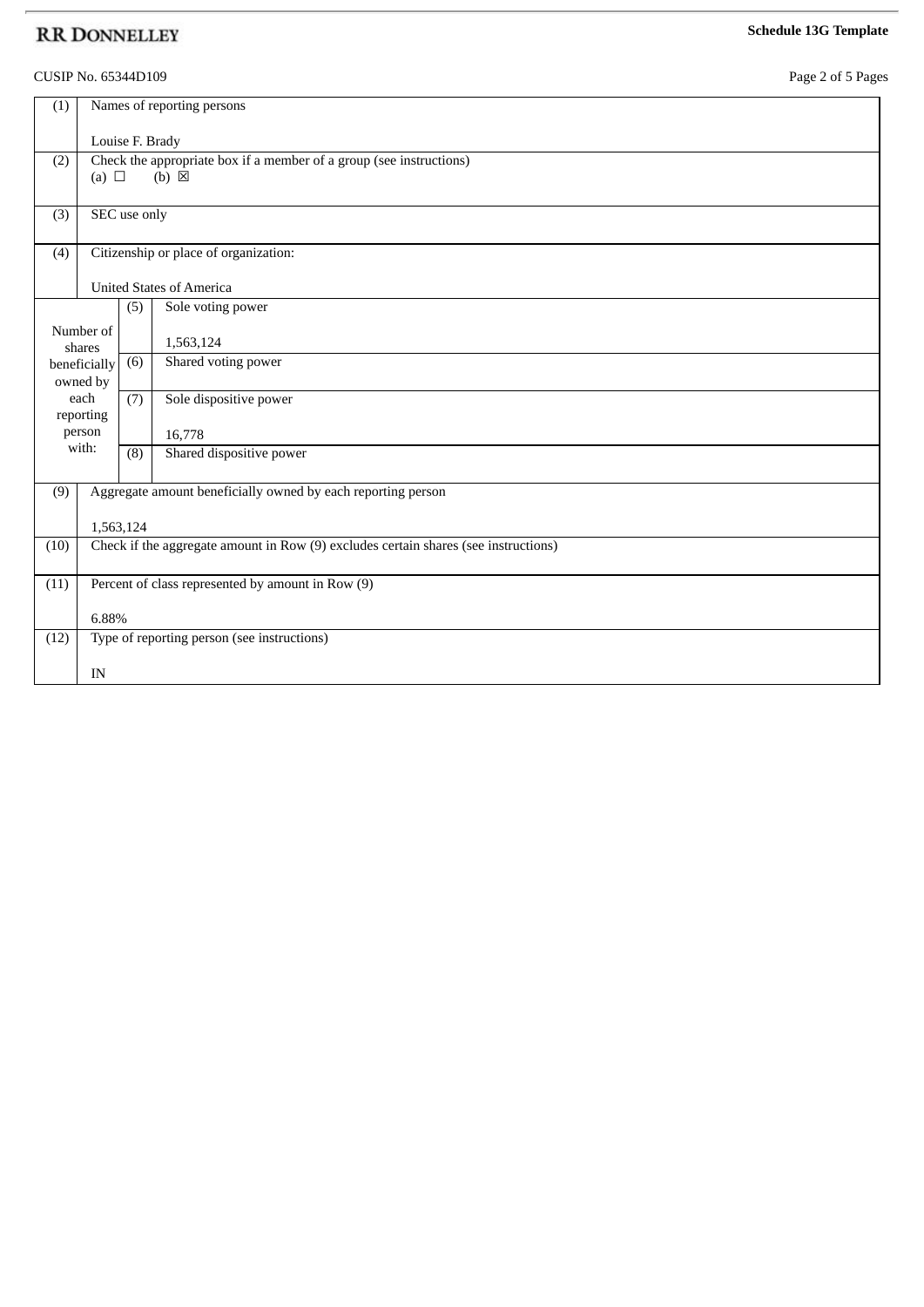CUSIP No. 65344D109

| (1) | Names of reporting persons<br><br>Louise F. Brady | | |
|---|---|---|---|
| (2) | Check the appropriate box if a member of a group (see instructions)<br>(a) ☐ (b) ☒ | | |
| (3) | SEC use only | | |
| (4) | Citizenship or place of organization:<br><br>United States of America | | |
| Number of shares beneficially owned by each reporting person with: | (5) | Sole voting power<br><br>1,563,124 | |
| | (6) | Shared voting power | |
| | (7) | Sole dispositive power<br><br>16,778 | |
| | (8) | Shared dispositive power | |
| (9) | Aggregate amount beneficially owned by each reporting person<br><br>1,563,124 | | |
| (10) | Check if the aggregate amount in Row (9) excludes certain shares (see instructions) | | |
| (11) | Percent of class represented by amount in Row (9)<br><br>6.88% | | |
| (12) | Type of reporting person (see instructions)<br><br>IN | | |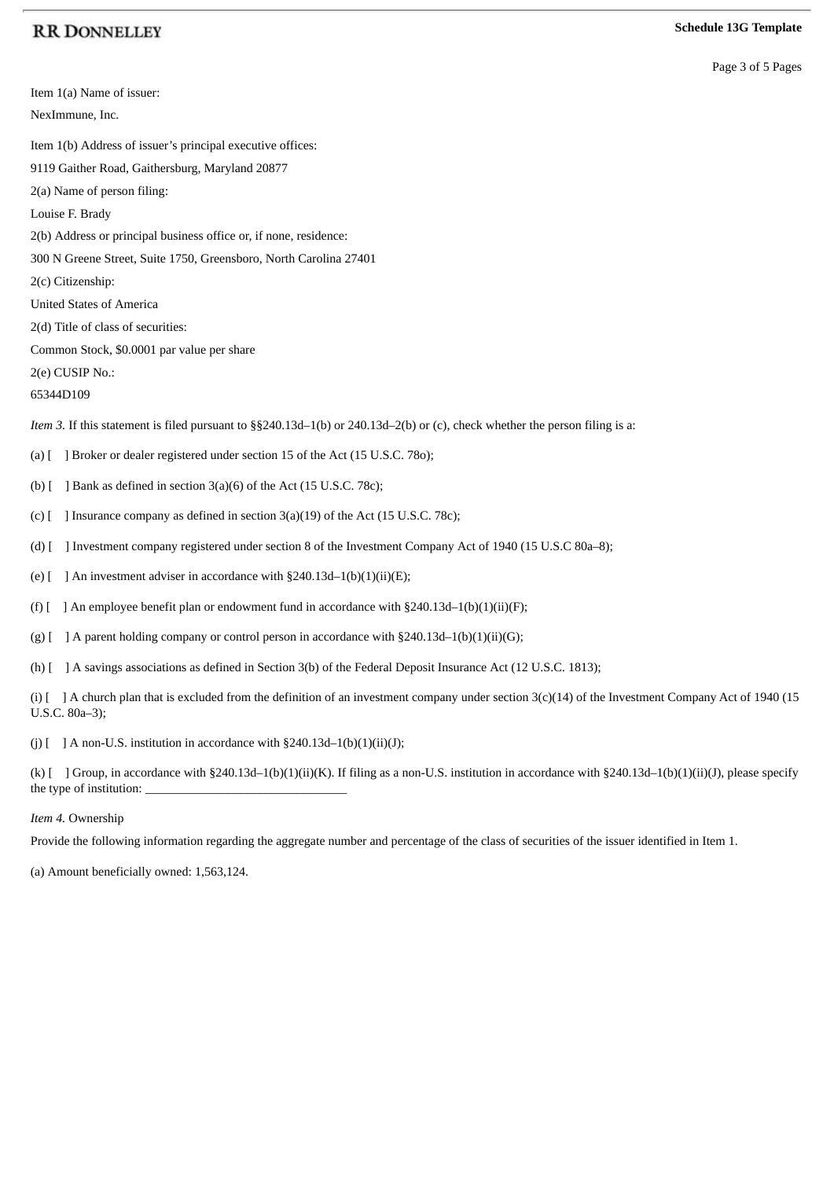Item 1(a) Name of issuer:

NexImmune, Inc.

Item 1(b) Address of issuer's principal executive offices:

9119 Gaither Road, Gaithersburg, Maryland 20877

2(a) Name of person filing:

Louise F. Brady

2(b) Address or principal business office or, if none, residence:

300 N Greene Street, Suite 1750, Greensboro, North Carolina 27401

2(c) Citizenship:

United States of America

2(d) Title of class of securities:

Common Stock, $0.0001 par value per share

2(e) CUSIP No.:

65344D109

*Item 3.* If this statement is filed pursuant to §§240.13d–1(b) or 240.13d–2(b) or (c), check whether the person filing is a:

(a) [ ] Broker or dealer registered under section 15 of the Act (15 U.S.C. 78o);

(b) [ ] Bank as defined in section 3(a)(6) of the Act (15 U.S.C. 78c);

(c) [ ] Insurance company as defined in section 3(a)(19) of the Act (15 U.S.C. 78c);

(d) [ ] Investment company registered under section 8 of the Investment Company Act of 1940 (15 U.S.C 80a–8);

(e) [ ] An investment adviser in accordance with §240.13d–1(b)(1)(ii)(E);

(f) [ ] An employee benefit plan or endowment fund in accordance with §240.13d–1(b)(1)(ii)(F);

(g) [ ] A parent holding company or control person in accordance with §240.13d–1(b)(1)(ii)(G);

(h) [ ] A savings associations as defined in Section 3(b) of the Federal Deposit Insurance Act (12 U.S.C. 1813);

(i) [ ] A church plan that is excluded from the definition of an investment company under section 3(c)(14) of the Investment Company Act of 1940 (15 U.S.C. 80a–3);

(j) [ ] A non-U.S. institution in accordance with §240.13d–1(b)(1)(ii)(J);

(k) [ ] Group, in accordance with §240.13d–1(b)(1)(ii)(K). If filing as a non-U.S. institution in accordance with §240.13d–1(b)(1)(ii)(J), please specify the type of institution: ________________________________

*Item 4.* Ownership

Provide the following information regarding the aggregate number and percentage of the class of securities of the issuer identified in Item 1.

(a) Amount beneficially owned: 1,563,124.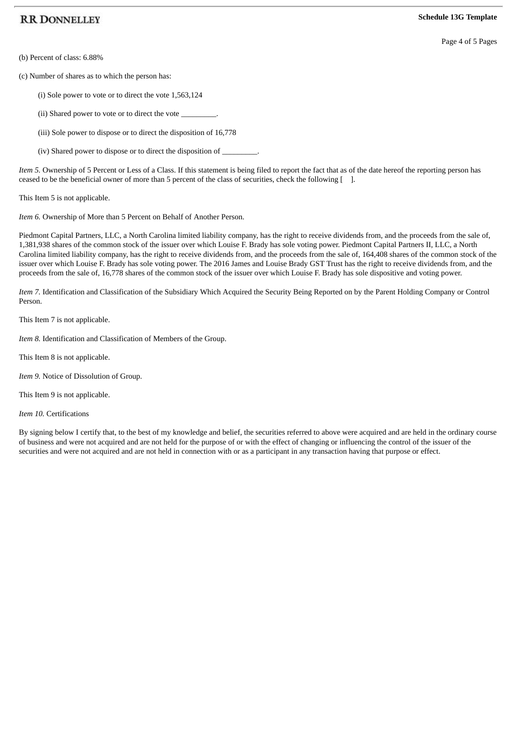(b) Percent of class: 6.88%

(c) Number of shares as to which the person has:

(i) Sole power to vote or to direct the vote 1,563,124

(ii) Shared power to vote or to direct the vote _________.

(iii) Sole power to dispose or to direct the disposition of 16,778

(iv) Shared power to dispose or to direct the disposition of _________.

*Item 5.* Ownership of 5 Percent or Less of a Class. If this statement is being filed to report the fact that as of the date hereof the reporting person has ceased to be the beneficial owner of more than 5 percent of the class of securities, check the following [    ].

This Item 5 is not applicable.

*Item 6.* Ownership of More than 5 Percent on Behalf of Another Person.

Piedmont Capital Partners, LLC, a North Carolina limited liability company, has the right to receive dividends from, and the proceeds from the sale of, 1,381,938 shares of the common stock of the issuer over which Louise F. Brady has sole voting power. Piedmont Capital Partners II, LLC, a North Carolina limited liability company, has the right to receive dividends from, and the proceeds from the sale of, 164,408 shares of the common stock of the issuer over which Louise F. Brady has sole voting power. The 2016 James and Louise Brady GST Trust has the right to receive dividends from, and the proceeds from the sale of, 16,778 shares of the common stock of the issuer over which Louise F. Brady has sole dispositive and voting power.

*Item 7.* Identification and Classification of the Subsidiary Which Acquired the Security Being Reported on by the Parent Holding Company or Control Person.

This Item 7 is not applicable.

*Item 8.* Identification and Classification of Members of the Group.

This Item 8 is not applicable.

*Item 9.* Notice of Dissolution of Group.

This Item 9 is not applicable.

*Item 10.* Certifications

By signing below I certify that, to the best of my knowledge and belief, the securities referred to above were acquired and are held in the ordinary course of business and were not acquired and are not held for the purpose of or with the effect of changing or influencing the control of the issuer of the securities and were not acquired and are not held in connection with or as a participant in any transaction having that purpose or effect.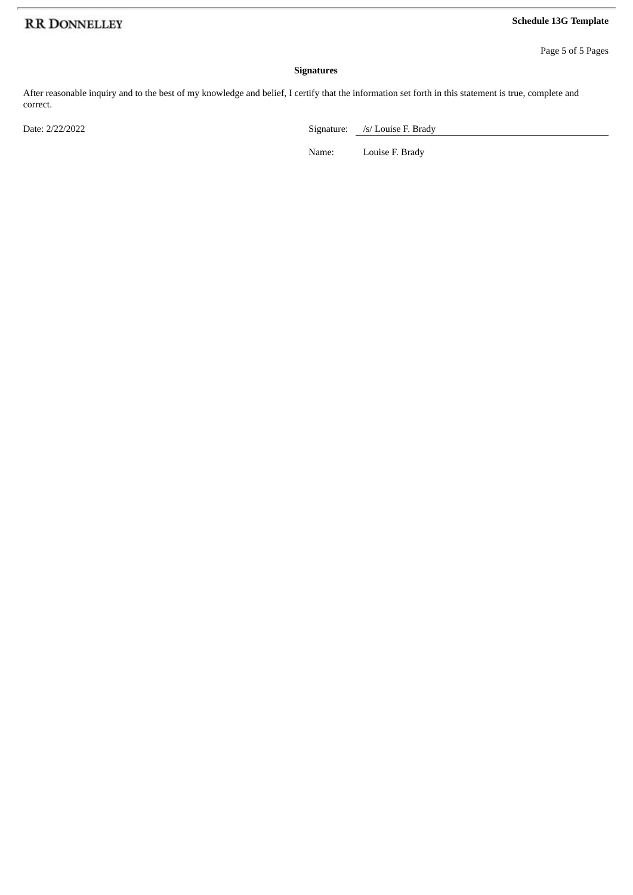## Signatures

After reasonable inquiry and to the best of my knowledge and belief, I certify that the information set forth in this statement is true, complete and correct.

Date: 2/22/2022

Signature: /s/ Louise F. Brady

Name: Louise F. Brady